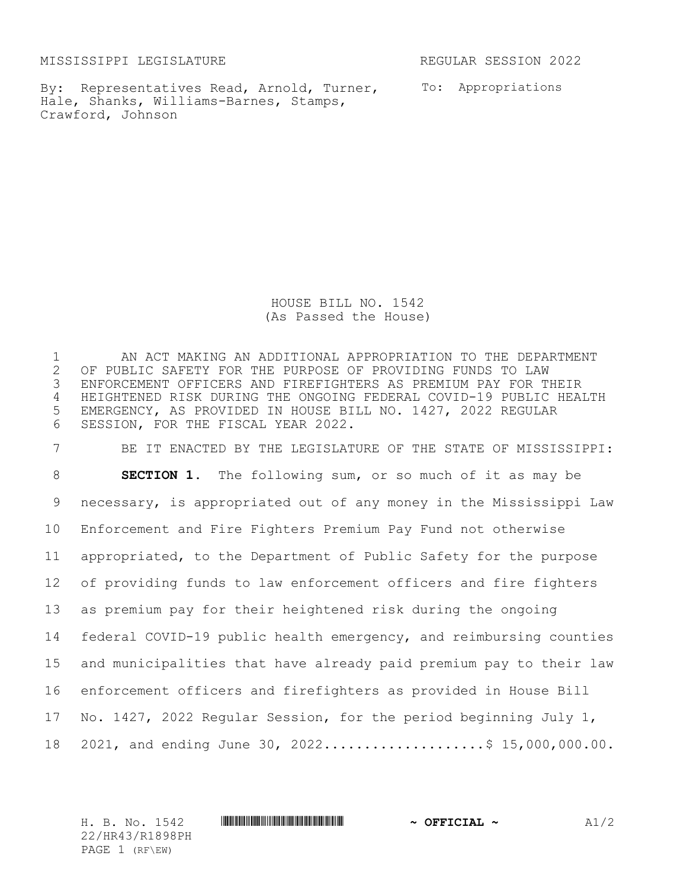MISSISSIPPI LEGISLATURE REGULAR SESSION 2022

By: Representatives Read, Arnold, Turner, Hale, Shanks, Williams-Barnes, Stamps, Crawford, Johnson

To: Appropriations

# HOUSE BILL NO. 1542
(As Passed the House)

AN ACT MAKING AN ADDITIONAL APPROPRIATION TO THE DEPARTMENT OF PUBLIC SAFETY FOR THE PURPOSE OF PROVIDING FUNDS TO LAW ENFORCEMENT OFFICERS AND FIREFIGHTERS AS PREMIUM PAY FOR THEIR HEIGHTENED RISK DURING THE ONGOING FEDERAL COVID-19 PUBLIC HEALTH EMERGENCY, AS PROVIDED IN HOUSE BILL NO. 1427, 2022 REGULAR SESSION, FOR THE FISCAL YEAR 2022.

BE IT ENACTED BY THE LEGISLATURE OF THE STATE OF MISSISSIPPI:

**SECTION 1.** The following sum, or so much of it as may be necessary, is appropriated out of any money in the Mississippi Law Enforcement and Fire Fighters Premium Pay Fund not otherwise appropriated, to the Department of Public Safety for the purpose of providing funds to law enforcement officers and fire fighters as premium pay for their heightened risk during the ongoing federal COVID-19 public health emergency, and reimbursing counties and municipalities that have already paid premium pay to their law enforcement officers and firefighters as provided in House Bill No. 1427, 2022 Regular Session, for the period beginning July 1, 2021, and ending June 30, 2022...................$ 15,000,000.00.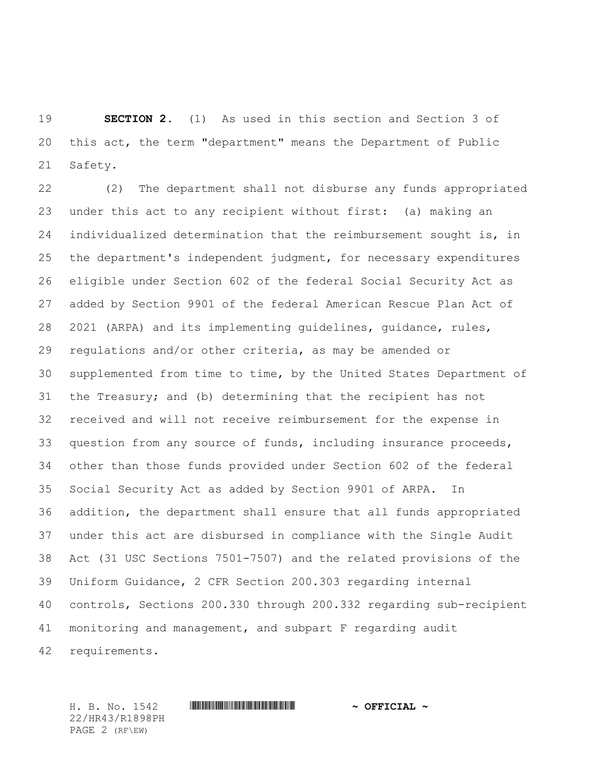**SECTION 2.** (1) As used in this section and Section 3 of this act, the term "department" means the Department of Public Safety.

(2) The department shall not disburse any funds appropriated under this act to any recipient without first: (a) making an individualized determination that the reimbursement sought is, in the department's independent judgment, for necessary expenditures eligible under Section 602 of the federal Social Security Act as added by Section 9901 of the federal American Rescue Plan Act of 2021 (ARPA) and its implementing guidelines, guidance, rules, regulations and/or other criteria, as may be amended or supplemented from time to time, by the United States Department of the Treasury; and (b) determining that the recipient has not received and will not receive reimbursement for the expense in question from any source of funds, including insurance proceeds, other than those funds provided under Section 602 of the federal Social Security Act as added by Section 9901 of ARPA. In addition, the department shall ensure that all funds appropriated under this act are disbursed in compliance with the Single Audit Act (31 USC Sections 7501-7507) and the related provisions of the Uniform Guidance, 2 CFR Section 200.303 regarding internal controls, Sections 200.330 through 200.332 regarding sub-recipient monitoring and management, and subpart F regarding audit requirements.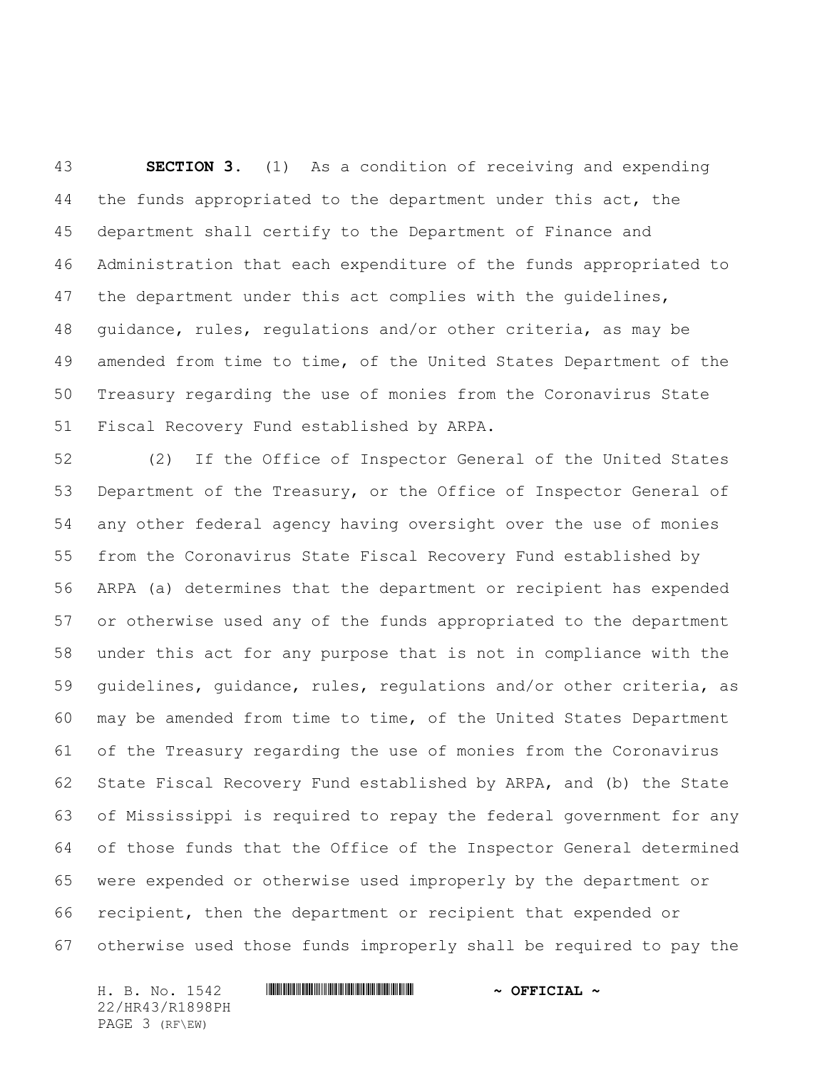**SECTION 3.** (1) As a condition of receiving and expending the funds appropriated to the department under this act, the department shall certify to the Department of Finance and Administration that each expenditure of the funds appropriated to the department under this act complies with the guidelines, guidance, rules, regulations and/or other criteria, as may be amended from time to time, of the United States Department of the Treasury regarding the use of monies from the Coronavirus State Fiscal Recovery Fund established by ARPA.

(2) If the Office of Inspector General of the United States Department of the Treasury, or the Office of Inspector General of any other federal agency having oversight over the use of monies from the Coronavirus State Fiscal Recovery Fund established by ARPA (a) determines that the department or recipient has expended or otherwise used any of the funds appropriated to the department under this act for any purpose that is not in compliance with the guidelines, guidance, rules, regulations and/or other criteria, as may be amended from time to time, of the United States Department of the Treasury regarding the use of monies from the Coronavirus State Fiscal Recovery Fund established by ARPA, and (b) the State of Mississippi is required to repay the federal government for any of those funds that the Office of the Inspector General determined were expended or otherwise used improperly by the department or recipient, then the department or recipient that expended or otherwise used those funds improperly shall be required to pay the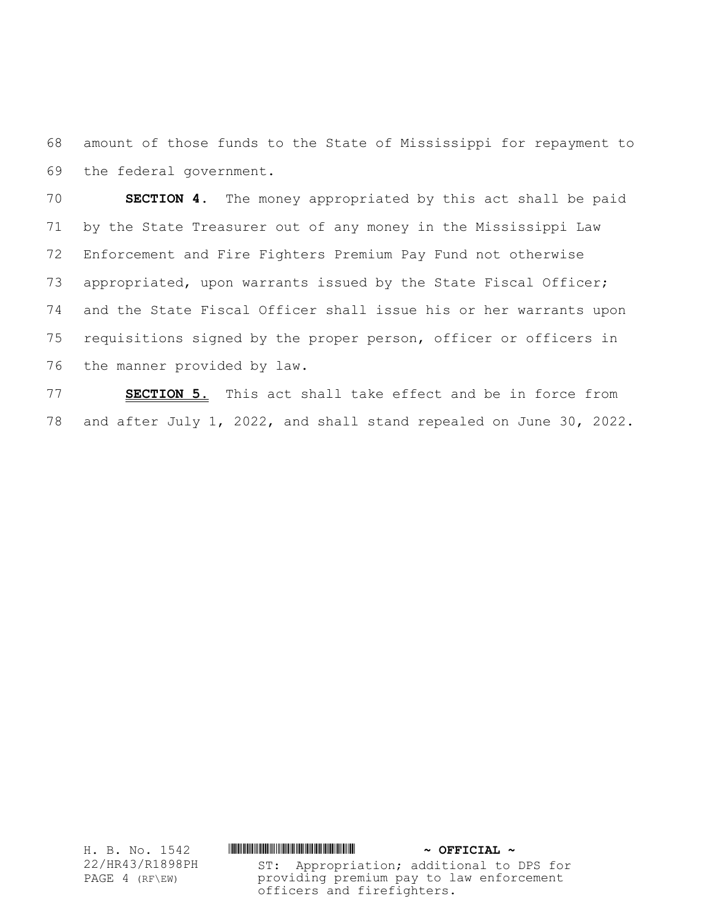amount of those funds to the State of Mississippi for repayment to the federal government.

**SECTION 4.** The money appropriated by this act shall be paid by the State Treasurer out of any money in the Mississippi Law Enforcement and Fire Fighters Premium Pay Fund not otherwise appropriated, upon warrants issued by the State Fiscal Officer; and the State Fiscal Officer shall issue his or her warrants upon requisitions signed by the proper person, officer or officers in the manner provided by law.

**SECTION 5.** This act shall take effect and be in force from and after July 1, 2022, and shall stand repealed on June 30, 2022.